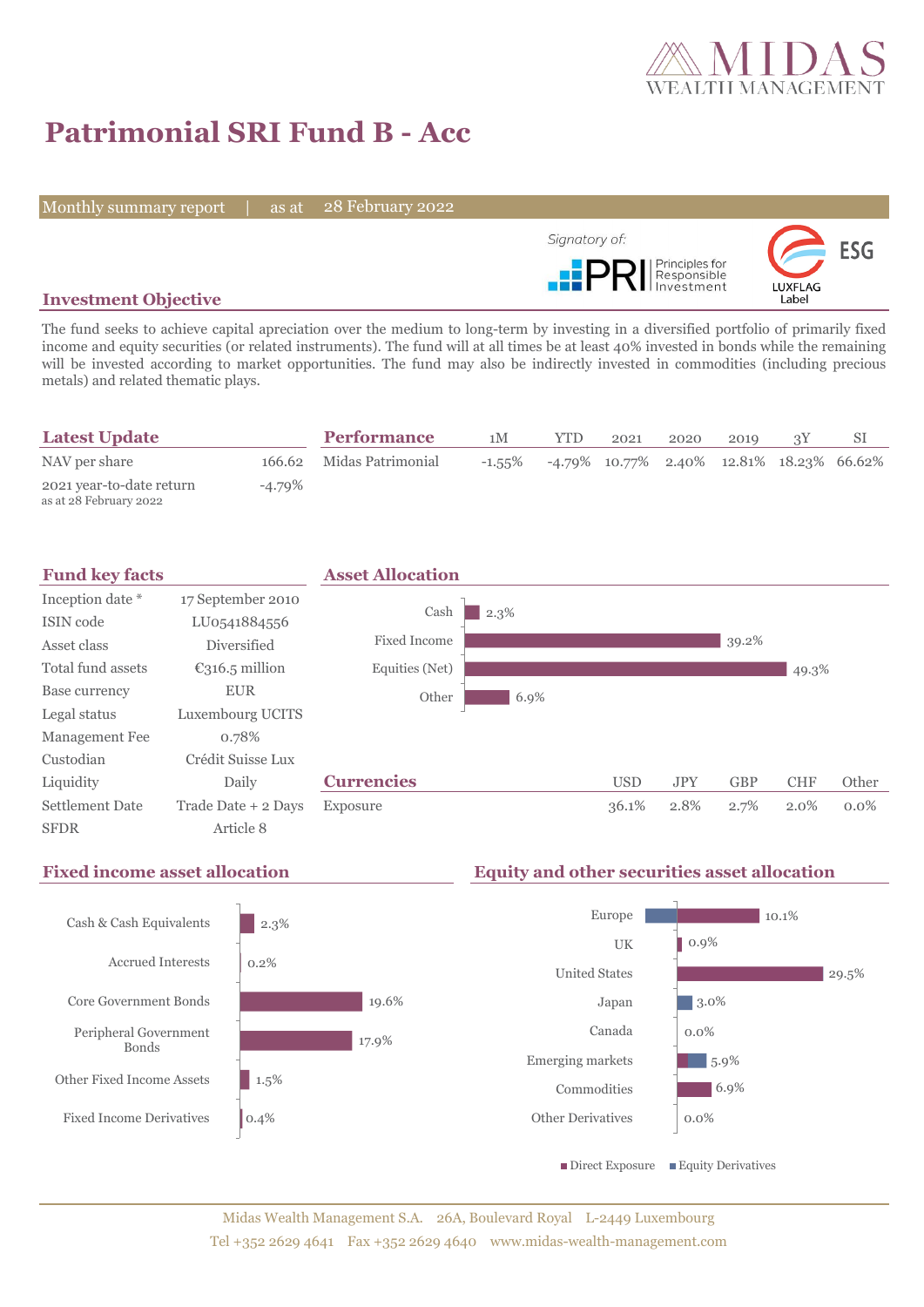# Patrimonial SRI Fund B - Acc

Monthly summary report | as at 28 February 2022

Signatory of: PRI Principles for Responsible Investment

ESG LUXFLAG Label

## Investment Objective

The fund seeks to achieve capital apreciation over the medium to long-term by investing in a diversified portfolio of primarily fixed income and equity securities (or related instruments). The fund will at all times be at least 40% invested in bonds while the remaining will be invested according to market opportunities. The fund may also be indirectly invested in commodities (including precious metals) and related thematic plays.

## Latest Update

| | |
|---|---|
| NAV per share | 166.62 |
| 2021 year-to-date return<br>as at 28 February 2022 | -4.79% |

## Performance

| | 1M | YTD | 2021 | 2020 | 2019 | 3Y | SI |
|---|---|---|---|---|---|---|---|
| Midas Patrimonial | -1.55% | -4.79% | 10.77% | 2.40% | 12.81% | 18.23% | 66.62% |

## Fund key facts

| | |
|---|---|
| Inception date * | 17 September 2010 |
| ISIN code | LU0541884556 |
| Asset class | Diversified |
| Total fund assets | €316.5 million |
| Base currency | EUR |
| Legal status | Luxembourg UCITS |
| Management Fee | 0.78% |
| Custodian | Crédit Suisse Lux |
| Liquidity | Daily |
| Settlement Date | Trade Date + 2 Days |
| SFDR | Article 8 |

## Asset Allocation

| | |
|---|---|
| Cash | 2.3% |
| Fixed Income | 39.2% |
| Equities (Net) | 49.3% |
| Other | 6.9% |

## Currencies

| | USD | JPY | GBP | CHF | Other |
|---|---|---|---|---|---|
| Exposure | 36.1% | 2.8% | 2.7% | 2.0% | 0.0% |

## Fixed income asset allocation

| | |
|---|---|
| Cash & Cash Equivalents | 2.3% |
| Accrued Interests | 0.2% |
| Core Government Bonds | 19.6% |
| Peripheral Government Bonds | 17.9% |
| Other Fixed Income Assets | 1.5% |
| Fixed Income Derivatives | 0.4% |

## Equity and other securities asset allocation

| | |
|---|---|
| Europe | 10.1% |
| UK | 0.9% |
| United States | 29.5% |
| Japan | 3.0% |
| Canada | 0.0% |
| Emerging markets | 5.9% |
| Commodities | 6.9% |
| Other Derivatives | 0.0% |

■ Direct Exposure ■ Equity Derivatives

Midas Wealth Management S.A. 26A, Boulevard Royal L-2449 Luxembourg
Tel +352 2629 4641 Fax +352 2629 4640 www.midas-wealth-management.com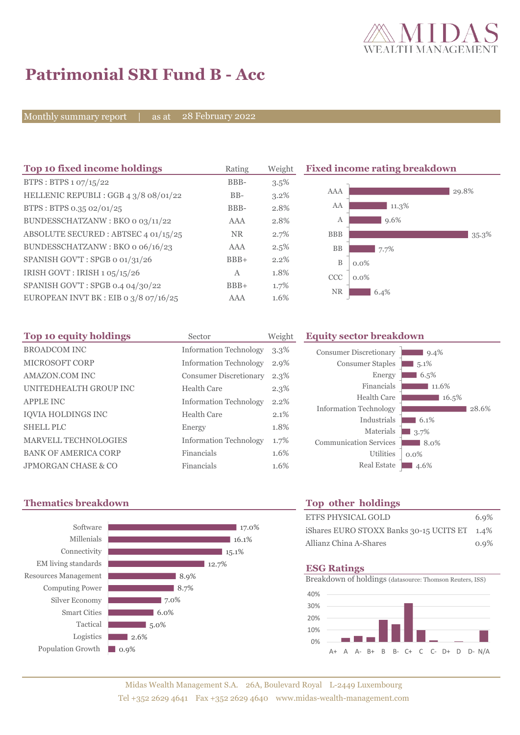# Patrimonial SRI Fund B - Acc

Monthly summary report | as at 28 February 2022

## Top 10 fixed income holdings

| Top 10 fixed income holdings | Rating | Weight |
|---|---|---|
| BTPS : BTPS 1 07/15/22 | BBB- | 3.5% |
| HELLENIC REPUBLI : GGB 4 3/8 08/01/22 | BB- | 3.2% |
| BTPS : BTPS 0.35 02/01/25 | BBB- | 2.8% |
| BUNDESSCHATZANW : BKO 0 03/11/22 | AAA | 2.8% |
| ABSOLUTE SECURED : ABTSEC 4 01/15/25 | NR | 2.7% |
| BUNDESSCHATZANW : BKO 0 06/16/23 | AAA | 2.5% |
| SPANISH GOV'T : SPGB 0 01/31/26 | BBB+ | 2.2% |
| IRISH GOVT : IRISH 1 05/15/26 | A | 1.8% |
| SPANISH GOV'T : SPGB 0.4 04/30/22 | BBB+ | 1.7% |
| EUROPEAN INVT BK : EIB 0 3/8 07/16/25 | AAA | 1.6% |

## Fixed income rating breakdown

| Rating | Weight |
|---|---|
| AAA | 29.8% |
| AA | 11.3% |
| A | 9.6% |
| BBB | 35.3% |
| BB | 7.7% |
| B | 0.0% |
| CCC | 0.0% |
| NR | 6.4% |

## Top 10 equity holdings

| Top 10 equity holdings | Sector | Weight |
|---|---|---|
| BROADCOM INC | Information Technology | 3.3% |
| MICROSOFT CORP | Information Technology | 2.9% |
| AMAZON.COM INC | Consumer Discretionary | 2.3% |
| UNITEDHEALTH GROUP INC | Health Care | 2.3% |
| APPLE INC | Information Technology | 2.2% |
| IQVIA HOLDINGS INC | Health Care | 2.1% |
| SHELL PLC | Energy | 1.8% |
| MARVELL TECHNOLOGIES | Information Technology | 1.7% |
| BANK OF AMERICA CORP | Financials | 1.6% |
| JPMORGAN CHASE & CO | Financials | 1.6% |

## Equity sector breakdown

| Sector | Weight |
|---|---|
| Consumer Discretionary | 9.4% |
| Consumer Staples | 5.1% |
| Energy | 6.5% |
| Financials | 11.6% |
| Health Care | 16.5% |
| Information Technology | 28.6% |
| Industrials | 6.1% |
| Materials | 3.7% |
| Communication Services | 8.0% |
| Utilities | 0.0% |
| Real Estate | 4.6% |

## Thematics breakdown

| Thematic | Weight |
|---|---|
| Software | 17.0% |
| Millenials | 16.1% |
| Connectivity | 15.1% |
| EM living standards | 12.7% |
| Resources Management | 8.9% |
| Computing Power | 8.7% |
| Silver Economy | 7.0% |
| Smart Cities | 6.0% |
| Tactical | 5.0% |
| Logistics | 2.6% |
| Population Growth | 0.9% |

## Top other holdings

| Top other holdings | Weight |
|---|---|
| ETFS PHYSICAL GOLD | 6.9% |
| iShares EURO STOXX Banks 30-15 UCITS ET | 1.4% |
| Allianz China A-Shares | 0.9% |

## ESG Ratings

Breakdown of holdings (datasource: Thomson Reuters, ISS)

Ratings: A+, A, A-, B+, B, B-, C+, C, C-, D+, D, D-, N/A (scale 0%–40%)

Midas Wealth Management S.A. 26A, Boulevard Royal L-2449 Luxembourg
Tel +352 2629 4641 Fax +352 2629 4640 www.midas-wealth-management.com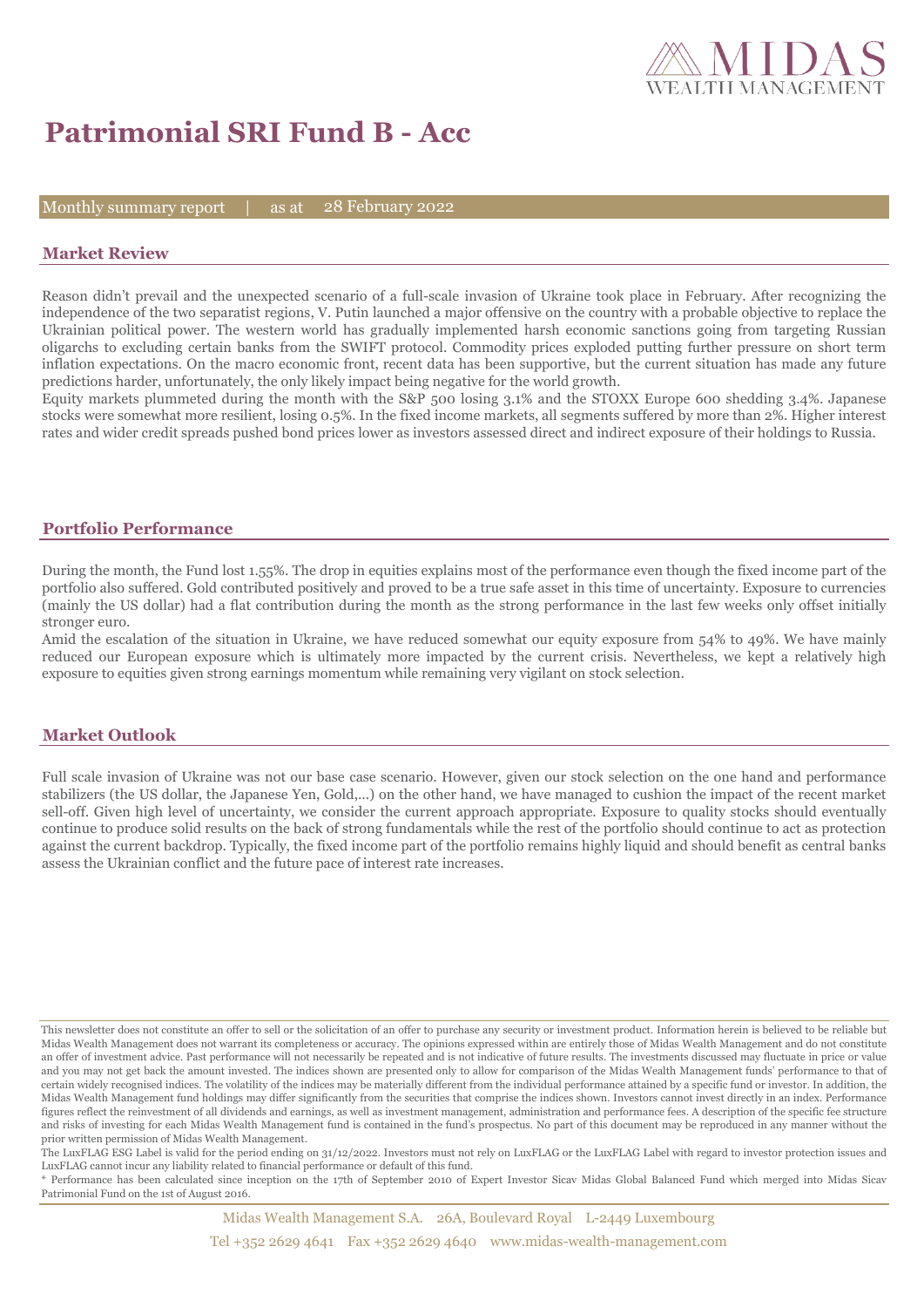# Patrimonial SRI Fund B - Acc

Monthly summary report | as at 28 February 2022

## Market Review

Reason didn't prevail and the unexpected scenario of a full-scale invasion of Ukraine took place in February. After recognizing the independence of the two separatist regions, V. Putin launched a major offensive on the country with a probable objective to replace the Ukrainian political power. The western world has gradually implemented harsh economic sanctions going from targeting Russian oligarchs to excluding certain banks from the SWIFT protocol. Commodity prices exploded putting further pressure on short term inflation expectations. On the macro economic front, recent data has been supportive, but the current situation has made any future predictions harder, unfortunately, the only likely impact being negative for the world growth.
Equity markets plummeted during the month with the S&P 500 losing 3.1% and the STOXX Europe 600 shedding 3.4%. Japanese stocks were somewhat more resilient, losing 0.5%. In the fixed income markets, all segments suffered by more than 2%. Higher interest rates and wider credit spreads pushed bond prices lower as investors assessed direct and indirect exposure of their holdings to Russia.

## Portfolio Performance

During the month, the Fund lost 1.55%. The drop in equities explains most of the performance even though the fixed income part of the portfolio also suffered. Gold contributed positively and proved to be a true safe asset in this time of uncertainty. Exposure to currencies (mainly the US dollar) had a flat contribution during the month as the strong performance in the last few weeks only offset initially stronger euro.
Amid the escalation of the situation in Ukraine, we have reduced somewhat our equity exposure from 54% to 49%. We have mainly reduced our European exposure which is ultimately more impacted by the current crisis. Nevertheless, we kept a relatively high exposure to equities given strong earnings momentum while remaining very vigilant on stock selection.

## Market Outlook

Full scale invasion of Ukraine was not our base case scenario. However, given our stock selection on the one hand and performance stabilizers (the US dollar, the Japanese Yen, Gold,...) on the other hand, we have managed to cushion the impact of the recent market sell-off. Given high level of uncertainty, we consider the current approach appropriate. Exposure to quality stocks should eventually continue to produce solid results on the back of strong fundamentals while the rest of the portfolio should continue to act as protection against the current backdrop. Typically, the fixed income part of the portfolio remains highly liquid and should benefit as central banks assess the Ukrainian conflict and the future pace of interest rate increases.

This newsletter does not constitute an offer to sell or the solicitation of an offer to purchase any security or investment product. Information herein is believed to be reliable but Midas Wealth Management does not warrant its completeness or accuracy. The opinions expressed within are entirely those of Midas Wealth Management and do not constitute an offer of investment advice. Past performance will not necessarily be repeated and is not indicative of future results. The investments discussed may fluctuate in price or value and you may not get back the amount invested. The indices shown are presented only to allow for comparison of the Midas Wealth Management funds' performance to that of certain widely recognised indices. The volatility of the indices may be materially different from the individual performance attained by a specific fund or investor. In addition, the Midas Wealth Management fund holdings may differ significantly from the securities that comprise the indices shown. Investors cannot invest directly in an index. Performance figures reflect the reinvestment of all dividends and earnings, as well as investment management, administration and performance fees. A description of the specific fee structure and risks of investing for each Midas Wealth Management fund is contained in the fund's prospectus. No part of this document may be reproduced in any manner without the prior written permission of Midas Wealth Management.

The LuxFLAG ESG Label is valid for the period ending on 31/12/2022. Investors must not rely on LuxFLAG or the LuxFLAG Label with regard to investor protection issues and LuxFLAG cannot incur any liability related to financial performance or default of this fund.

* Performance has been calculated since inception on the 17th of September 2010 of Expert Investor Sicav Midas Global Balanced Fund which merged into Midas Sicav Patrimonial Fund on the 1st of August 2016.

Midas Wealth Management S.A. 26A, Boulevard Royal L-2449 Luxembourg
Tel +352 2629 4641 Fax +352 2629 4640 www.midas-wealth-management.com